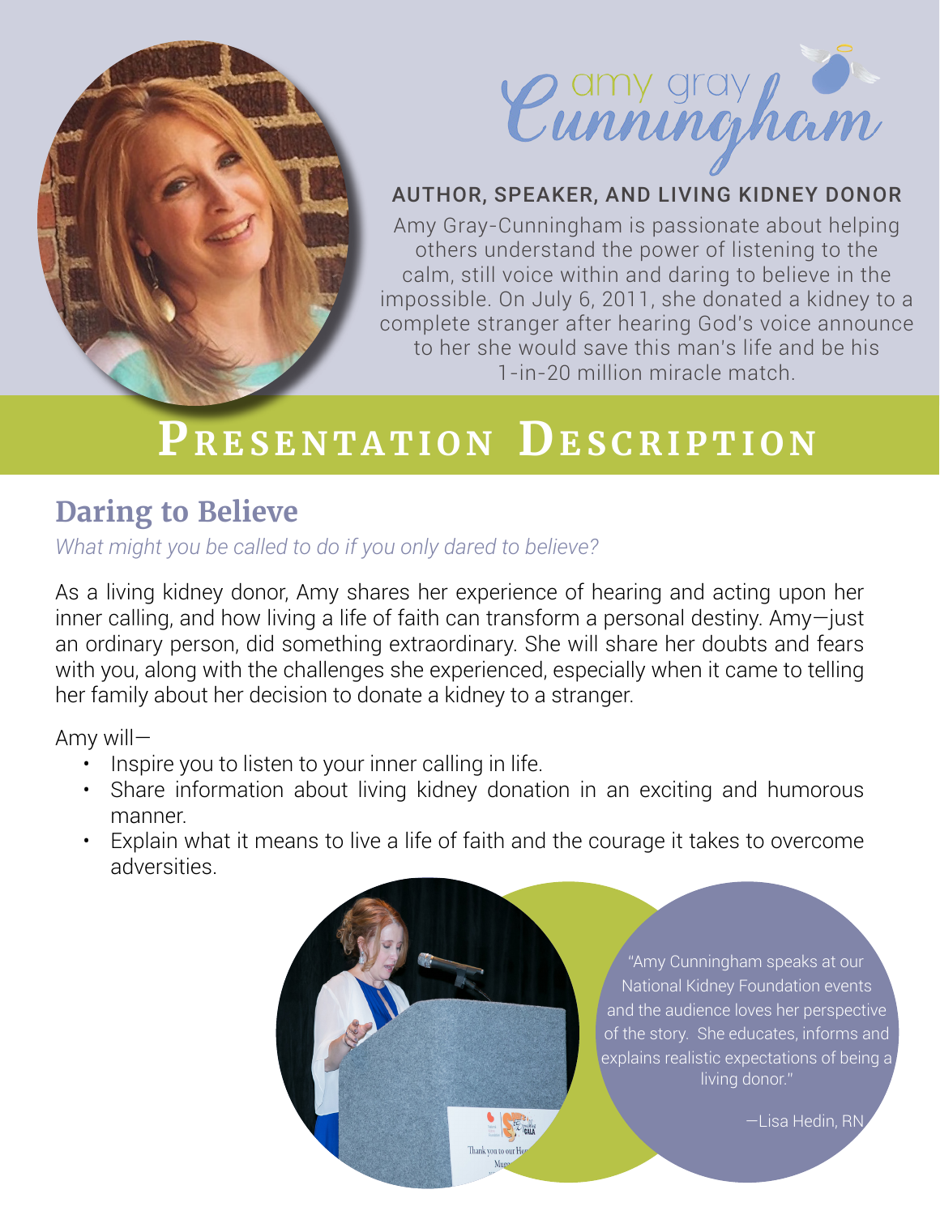# amy gray Cunningham

**AUTHOR, SPEAKER, AND LIVING KIDNEY DONOR**

Amy Gray-Cunningham is passionate about helping others understand the power of listening to the calm, still voice within and daring to believe in the impossible. On July 6, 2011, she donated a kidney to a complete stranger after hearing God's voice announce to her she would save this man's life and be his 1-in-20 million miracle match.

# Presentation Description

## Daring to Believe

*What might you be called to do if you only dared to believe?*

As a living kidney donor, Amy shares her experience of hearing and acting upon her inner calling, and how living a life of faith can transform a personal destiny. Amy—just an ordinary person, did something extraordinary. She will share her doubts and fears with you, along with the challenges she experienced, especially when it came to telling her family about her decision to donate a kidney to a stranger.

Amy will—

- Inspire you to listen to your inner calling in life.
- Share information about living kidney donation in an exciting and humorous manner.
- Explain what it means to live a life of faith and the courage it takes to overcome adversities.

"Amy Cunningham speaks at our National Kidney Foundation events and the audience loves her perspective of the story. She educates, informs and explains realistic expectations of being a living donor."

—Lisa Hedin, RN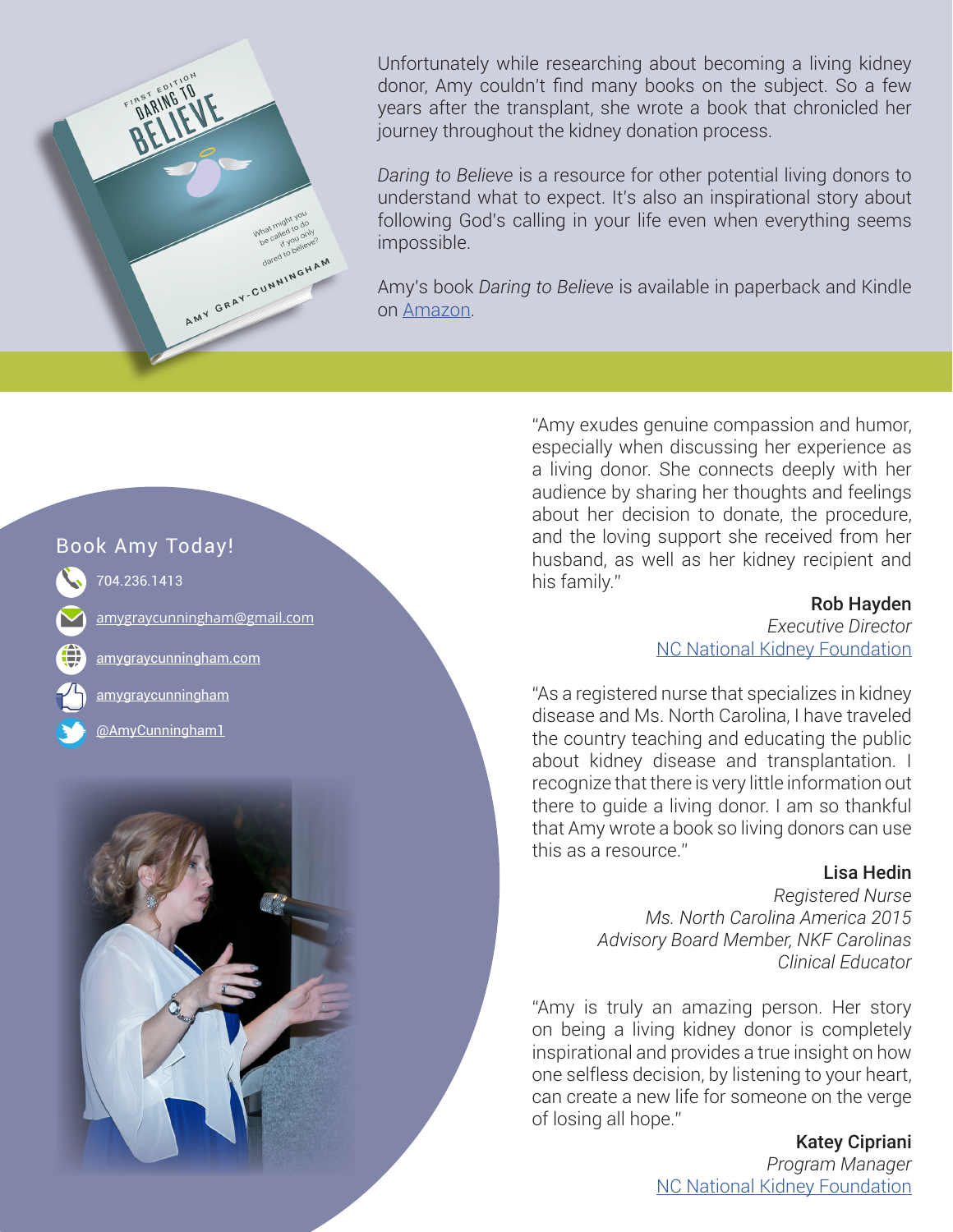Unfortunately while researching about becoming a living kidney donor, Amy couldn't find many books on the subject. So a few years after the transplant, she wrote a book that chronicled her journey throughout the kidney donation process.

*Daring to Believe* is a resource for other potential living donors to understand what to expect. It's also an inspirational story about following God's calling in your life even when everything seems impossible.

Amy's book *Daring to Believe* is available in paperback and Kindle on [Amazon](Amazon).

## Book Amy Today!

- 704.236.1413
- amygraycunningham@gmail.com
- amygraycunningham.com
- amygraycunningham
- @AmyCunningham1

"Amy exudes genuine compassion and humor, especially when discussing her experience as a living donor. She connects deeply with her audience by sharing her thoughts and feelings about her decision to donate, the procedure, and the loving support she received from her husband, as well as her kidney recipient and his family."

**Rob Hayden**
*Executive Director*
NC National Kidney Foundation

"As a registered nurse that specializes in kidney disease and Ms. North Carolina, I have traveled the country teaching and educating the public about kidney disease and transplantation. I recognize that there is very little information out there to guide a living donor. I am so thankful that Amy wrote a book so living donors can use this as a resource."

**Lisa Hedin**
*Registered Nurse*
*Ms. North Carolina America 2015*
*Advisory Board Member, NKF Carolinas*
*Clinical Educator*

"Amy is truly an amazing person. Her story on being a living kidney donor is completely inspirational and provides a true insight on how one selfless decision, by listening to your heart, can create a new life for someone on the verge of losing all hope."

**Katey Cipriani**
*Program Manager*
NC National Kidney Foundation